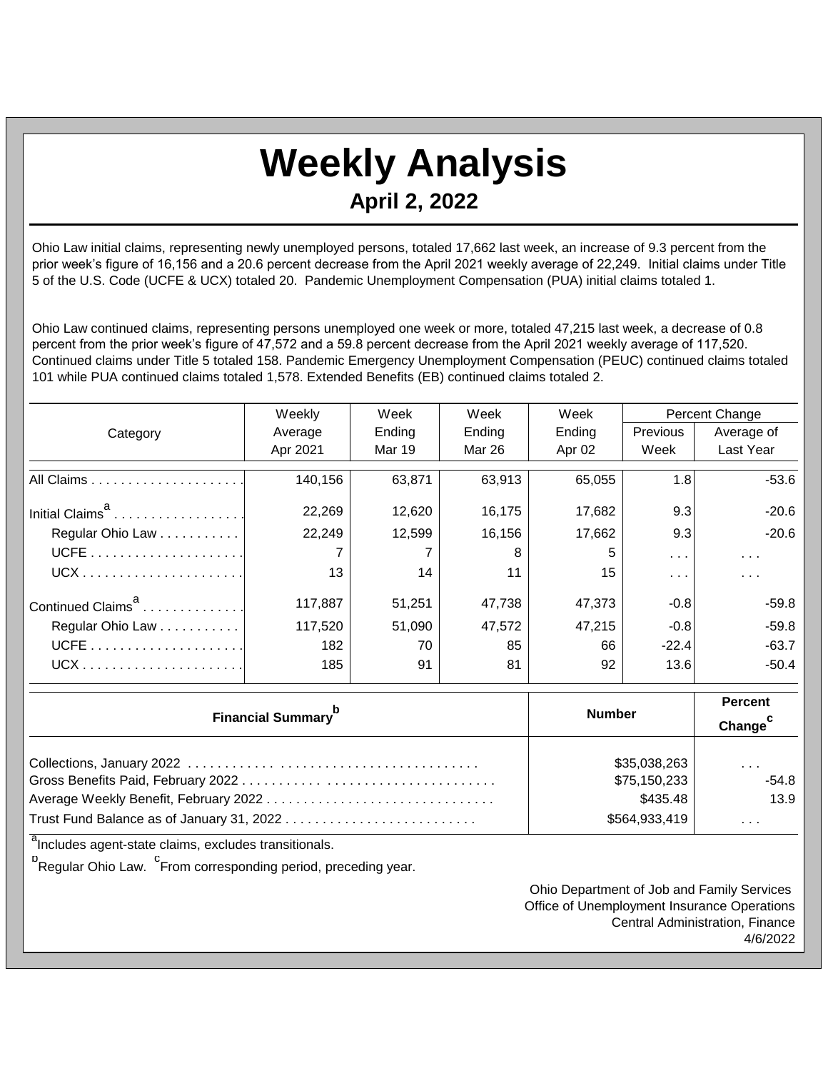# Weekly Analysis

## April 2, 2022

Ohio Law initial claims, representing newly unemployed persons, totaled 17,662 last week, an increase of 9.3 percent from the prior week's figure of 16,156 and a 20.6 percent decrease from the April 2021 weekly average of 22,249. Initial claims under Title 5 of the U.S. Code (UCFE & UCX) totaled 20. Pandemic Unemployment Compensation (PUA) initial claims totaled 1.

Ohio Law continued claims, representing persons unemployed one week or more, totaled 47,215 last week, a decrease of 0.8 percent from the prior week's figure of 47,572 and a 59.8 percent decrease from the April 2021 weekly average of 117,520. Continued claims under Title 5 totaled 158. Pandemic Emergency Unemployment Compensation (PEUC) continued claims totaled 101 while PUA continued claims totaled 1,578. Extended Benefits (EB) continued claims totaled 2.

| Category | Weekly Average Apr 2021 | Week Ending Mar 19 | Week Ending Mar 26 | Week Ending Apr 02 | Percent Change Previous Week | Percent Change Average of Last Year |
|---|---|---|---|---|---|---|
| All Claims | 140,156 | 63,871 | 63,913 | 65,055 | 1.8 | -53.6 |
| Initial Claims[a] | 22,269 | 12,620 | 16,175 | 17,682 | 9.3 | -20.6 |
| Regular Ohio Law | 22,249 | 12,599 | 16,156 | 17,662 | 9.3 | -20.6 |
| UCFE | 7 | 7 | 8 | 5 | . . . | . . . |
| UCX | 13 | 14 | 11 | 15 | . . . | . . . |
| Continued Claims[a] | 117,887 | 51,251 | 47,738 | 47,373 | -0.8 | -59.8 |
| Regular Ohio Law | 117,520 | 51,090 | 47,572 | 47,215 | -0.8 | -59.8 |
| UCFE | 182 | 70 | 85 | 66 | -22.4 | -63.7 |
| UCX | 185 | 91 | 81 | 92 | 13.6 | -50.4 |

| Financial Summary[b] | Number | Percent Change[c] |
|---|---|---|
| Collections, January 2022 | $35,038,263 | . . . |
| Gross Benefits Paid, February 2022 | $75,150,233 | -54.8 |
| Average Weekly Benefit, February 2022 | $435.48 | 13.9 |
| Trust Fund Balance as of January 31, 2022 | $564,933,419 | . . . |

[a]Includes agent-state claims, excludes transitionals.

[b]Regular Ohio Law. [c]From corresponding period, preceding year.

Ohio Department of Job and Family Services
Office of Unemployment Insurance Operations
Central Administration, Finance
4/6/2022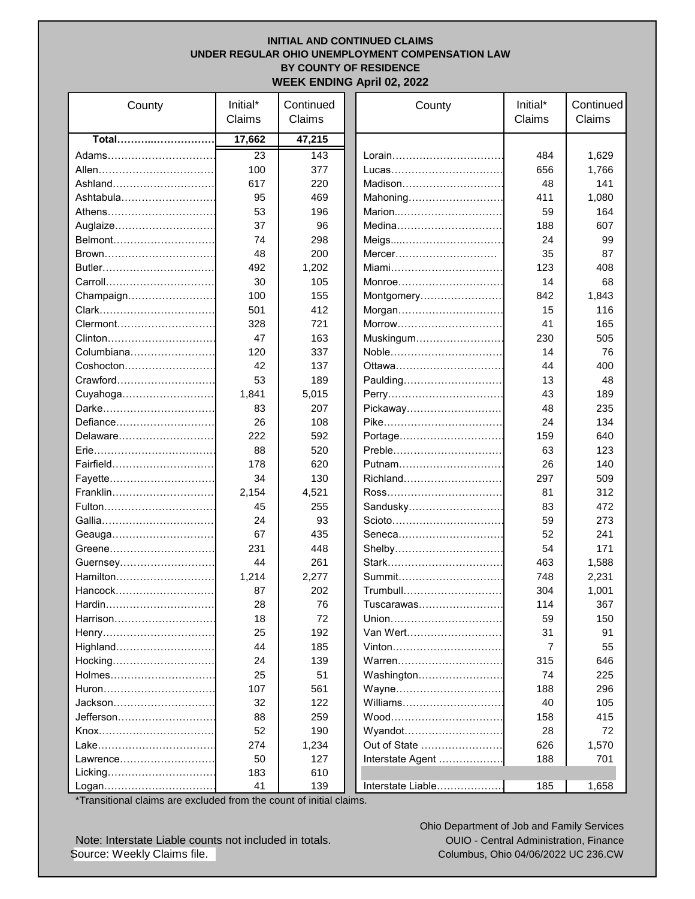**INITIAL AND CONTINUED CLAIMS**
**UNDER REGULAR OHIO UNEMPLOYMENT COMPENSATION LAW**
**BY COUNTY OF RESIDENCE**
**WEEK ENDING April 02, 2022**

| County | Initial* Claims | Continued Claims | County | Initial* Claims | Continued Claims |
|---|---|---|---|---|---|
| **Total** | **17,662** | **47,215** | | | |
| Adams | 23 | 143 | Lorain | 484 | 1,629 |
| Allen | 100 | 377 | Lucas | 656 | 1,766 |
| Ashland | 617 | 220 | Madison | 48 | 141 |
| Ashtabula | 95 | 469 | Mahoning | 411 | 1,080 |
| Athens | 53 | 196 | Marion | 59 | 164 |
| Auglaize | 37 | 96 | Medina | 188 | 607 |
| Belmont | 74 | 298 | Meigs | 24 | 99 |
| Brown | 48 | 200 | Mercer | 35 | 87 |
| Butler | 492 | 1,202 | Miami | 123 | 408 |
| Carroll | 30 | 105 | Monroe | 14 | 68 |
| Champaign | 100 | 155 | Montgomery | 842 | 1,843 |
| Clark | 501 | 412 | Morgan | 15 | 116 |
| Clermont | 328 | 721 | Morrow | 41 | 165 |
| Clinton | 47 | 163 | Muskingum | 230 | 505 |
| Columbiana | 120 | 337 | Noble | 14 | 76 |
| Coshocton | 42 | 137 | Ottawa | 44 | 400 |
| Crawford | 53 | 189 | Paulding | 13 | 48 |
| Cuyahoga | 1,841 | 5,015 | Perry | 43 | 189 |
| Darke | 83 | 207 | Pickaway | 48 | 235 |
| Defiance | 26 | 108 | Pike | 24 | 134 |
| Delaware | 222 | 592 | Portage | 159 | 640 |
| Erie | 88 | 520 | Preble | 63 | 123 |
| Fairfield | 178 | 620 | Putnam | 26 | 140 |
| Fayette | 34 | 130 | Richland | 297 | 509 |
| Franklin | 2,154 | 4,521 | Ross | 81 | 312 |
| Fulton | 45 | 255 | Sandusky | 83 | 472 |
| Gallia | 24 | 93 | Scioto | 59 | 273 |
| Geauga | 67 | 435 | Seneca | 52 | 241 |
| Greene | 231 | 448 | Shelby | 54 | 171 |
| Guernsey | 44 | 261 | Stark | 463 | 1,588 |
| Hamilton | 1,214 | 2,277 | Summit | 748 | 2,231 |
| Hancock | 87 | 202 | Trumbull | 304 | 1,001 |
| Hardin | 28 | 76 | Tuscarawas | 114 | 367 |
| Harrison | 18 | 72 | Union | 59 | 150 |
| Henry | 25 | 192 | Van Wert | 31 | 91 |
| Highland | 44 | 185 | Vinton | 7 | 55 |
| Hocking | 24 | 139 | Warren | 315 | 646 |
| Holmes | 25 | 51 | Washington | 74 | 225 |
| Huron | 107 | 561 | Wayne | 188 | 296 |
| Jackson | 32 | 122 | Williams | 40 | 105 |
| Jefferson | 88 | 259 | Wood | 158 | 415 |
| Knox | 52 | 190 | Wyandot | 28 | 72 |
| Lake | 274 | 1,234 | Out of State | 626 | 1,570 |
| Lawrence | 50 | 127 | Interstate Agent | 188 | 701 |
| Licking | 183 | 610 | | | |
| Logan | 41 | 139 | Interstate Liable | 185 | 1,658 |

*Transitional claims are excluded from the count of initial claims.

Note: Interstate Liable counts not included in totals.
Source: Weekly Claims file.

Ohio Department of Job and Family Services
OUIO - Central Administration, Finance
Columbus, Ohio 04/06/2022 UC 236.CW